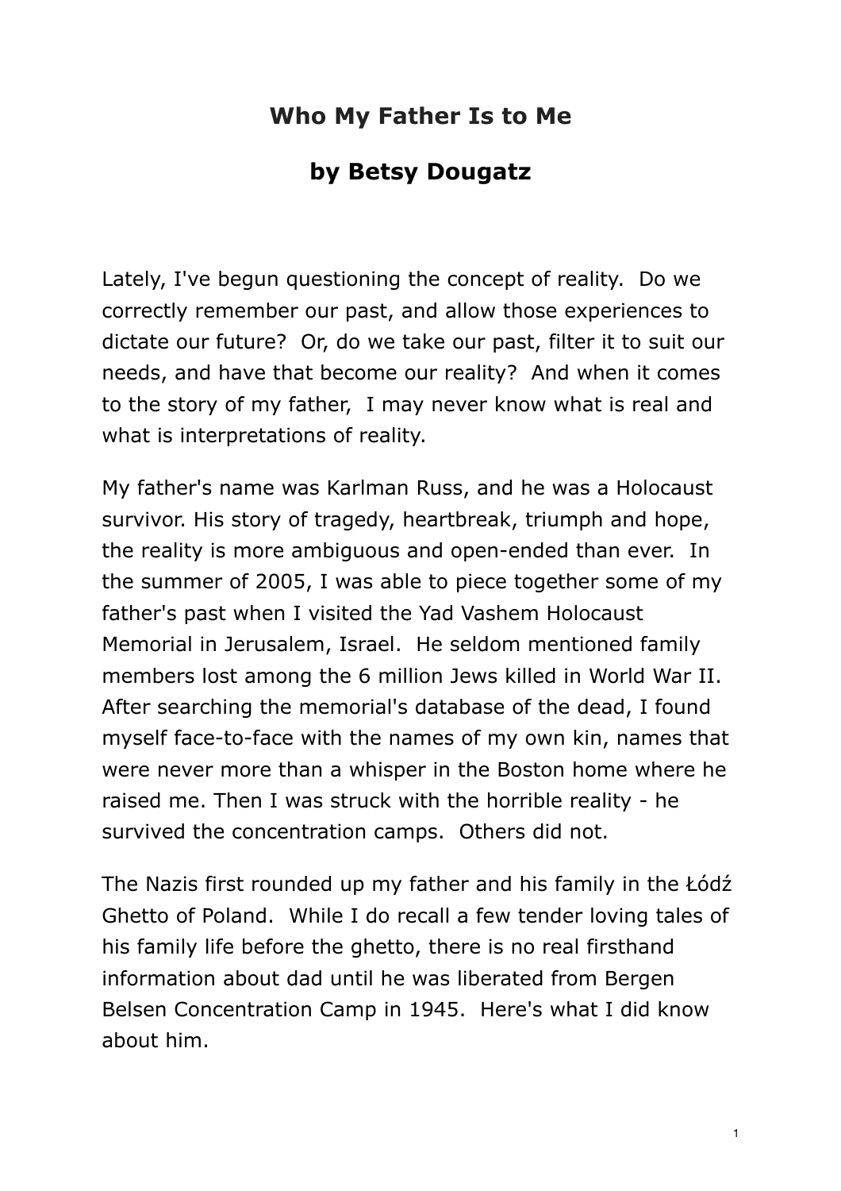# Who My Father Is to Me

## by Betsy Dougatz

Lately, I've begun questioning the concept of reality. Do we correctly remember our past, and allow those experiences to dictate our future? Or, do we take our past, filter it to suit our needs, and have that become our reality? And when it comes to the story of my father, I may never know what is real and what is interpretations of reality.

My father's name was Karlman Russ, and he was a Holocaust survivor. His story of tragedy, heartbreak, triumph and hope, the reality is more ambiguous and open-ended than ever. In the summer of 2005, I was able to piece together some of my father's past when I visited the Yad Vashem Holocaust Memorial in Jerusalem, Israel. He seldom mentioned family members lost among the 6 million Jews killed in World War II. After searching the memorial's database of the dead, I found myself face-to-face with the names of my own kin, names that were never more than a whisper in the Boston home where he raised me. Then I was struck with the horrible reality - he survived the concentration camps. Others did not.

The Nazis first rounded up my father and his family in the Łódź Ghetto of Poland. While I do recall a few tender loving tales of his family life before the ghetto, there is no real firsthand information about dad until he was liberated from Bergen Belsen Concentration Camp in 1945. Here's what I did know about him.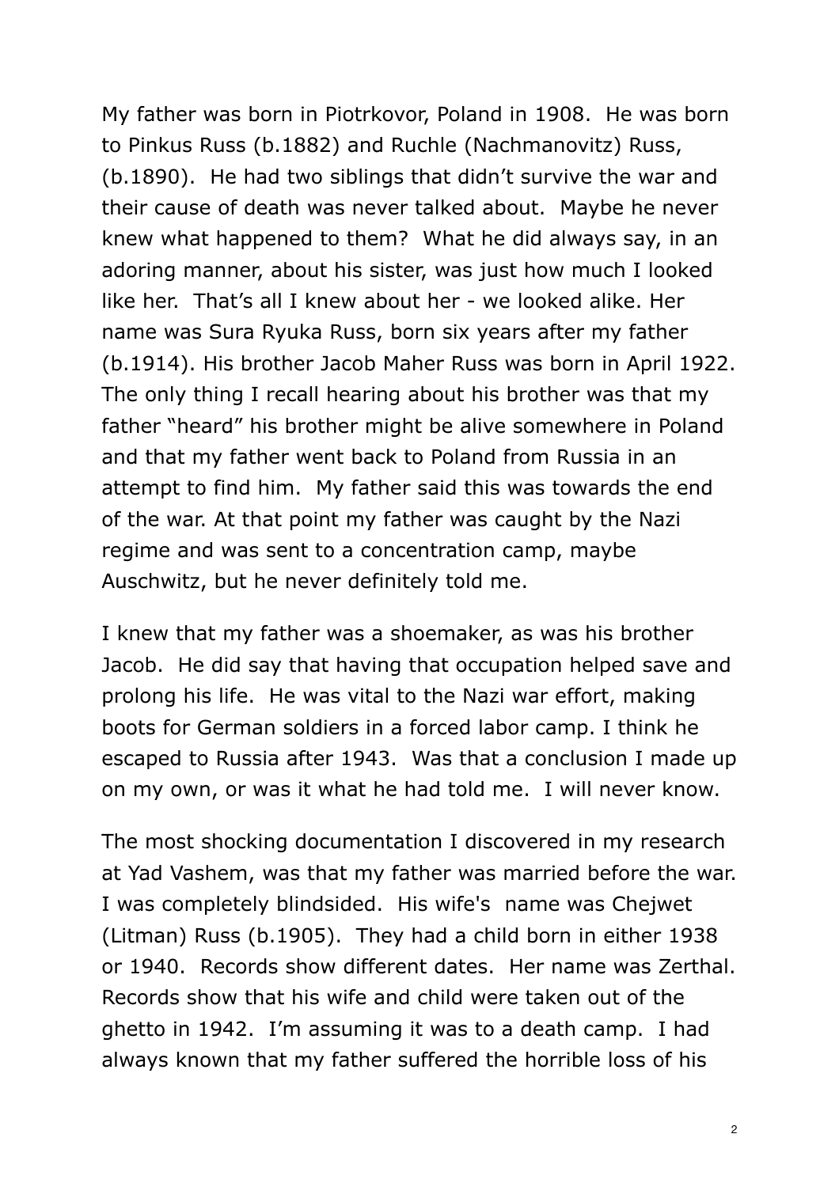My father was born in Piotrkovor, Poland in 1908. He was born to Pinkus Russ (b.1882) and Ruchle (Nachmanovitz) Russ, (b.1890). He had two siblings that didn't survive the war and their cause of death was never talked about. Maybe he never knew what happened to them? What he did always say, in an adoring manner, about his sister, was just how much I looked like her. That's all I knew about her - we looked alike. Her name was Sura Ryuka Russ, born six years after my father (b.1914). His brother Jacob Maher Russ was born in April 1922. The only thing I recall hearing about his brother was that my father "heard" his brother might be alive somewhere in Poland and that my father went back to Poland from Russia in an attempt to find him. My father said this was towards the end of the war. At that point my father was caught by the Nazi regime and was sent to a concentration camp, maybe Auschwitz, but he never definitely told me.

I knew that my father was a shoemaker, as was his brother Jacob. He did say that having that occupation helped save and prolong his life. He was vital to the Nazi war effort, making boots for German soldiers in a forced labor camp. I think he escaped to Russia after 1943. Was that a conclusion I made up on my own, or was it what he had told me. I will never know.

The most shocking documentation I discovered in my research at Yad Vashem, was that my father was married before the war. I was completely blindsided. His wife's name was Chejwet (Litman) Russ (b.1905). They had a child born in either 1938 or 1940. Records show different dates. Her name was Zerthal. Records show that his wife and child were taken out of the ghetto in 1942. I'm assuming it was to a death camp. I had always known that my father suffered the horrible loss of his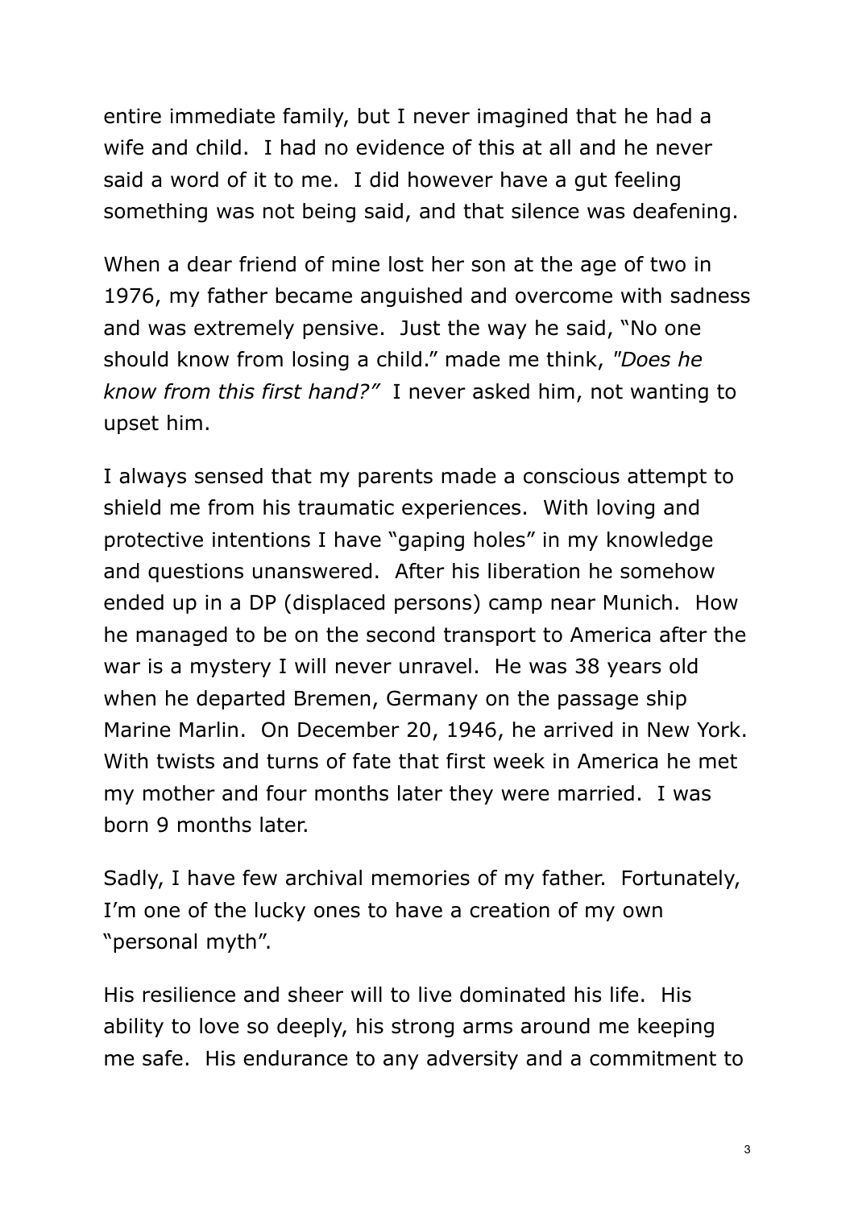entire immediate family, but I never imagined that he had a wife and child. I had no evidence of this at all and he never said a word of it to me. I did however have a gut feeling something was not being said, and that silence was deafening.

When a dear friend of mine lost her son at the age of two in 1976, my father became anguished and overcome with sadness and was extremely pensive. Just the way he said, "No one should know from losing a child." made me think, *"Does he know from this first hand?"* I never asked him, not wanting to upset him.

I always sensed that my parents made a conscious attempt to shield me from his traumatic experiences. With loving and protective intentions I have "gaping holes" in my knowledge and questions unanswered. After his liberation he somehow ended up in a DP (displaced persons) camp near Munich. How he managed to be on the second transport to America after the war is a mystery I will never unravel. He was 38 years old when he departed Bremen, Germany on the passage ship Marine Marlin. On December 20, 1946, he arrived in New York. With twists and turns of fate that first week in America he met my mother and four months later they were married. I was born 9 months later.

Sadly, I have few archival memories of my father. Fortunately, I'm one of the lucky ones to have a creation of my own "personal myth".

His resilience and sheer will to live dominated his life. His ability to love so deeply, his strong arms around me keeping me safe. His endurance to any adversity and a commitment to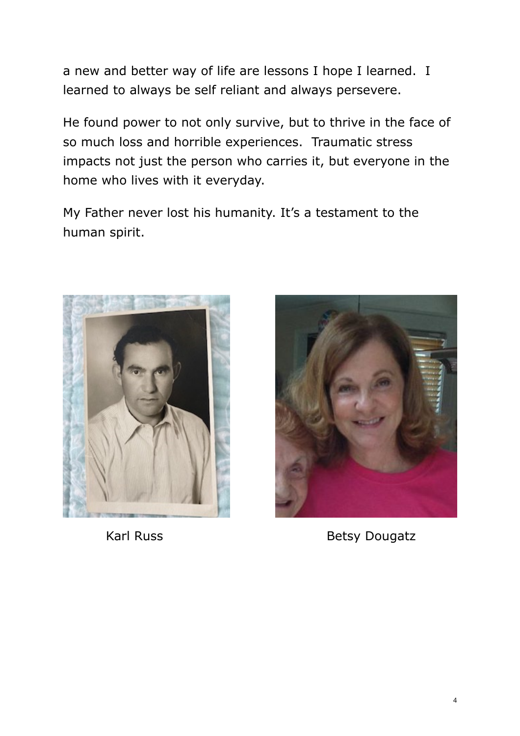a new and better way of life are lessons I hope I learned. I learned to always be self reliant and always persevere.

He found power to not only survive, but to thrive in the face of so much loss and horrible experiences. Traumatic stress impacts not just the person who carries it, but everyone in the home who lives with it everyday.

My Father never lost his humanity. It's a testament to the human spirit.

Karl Russ

Betsy Dougatz